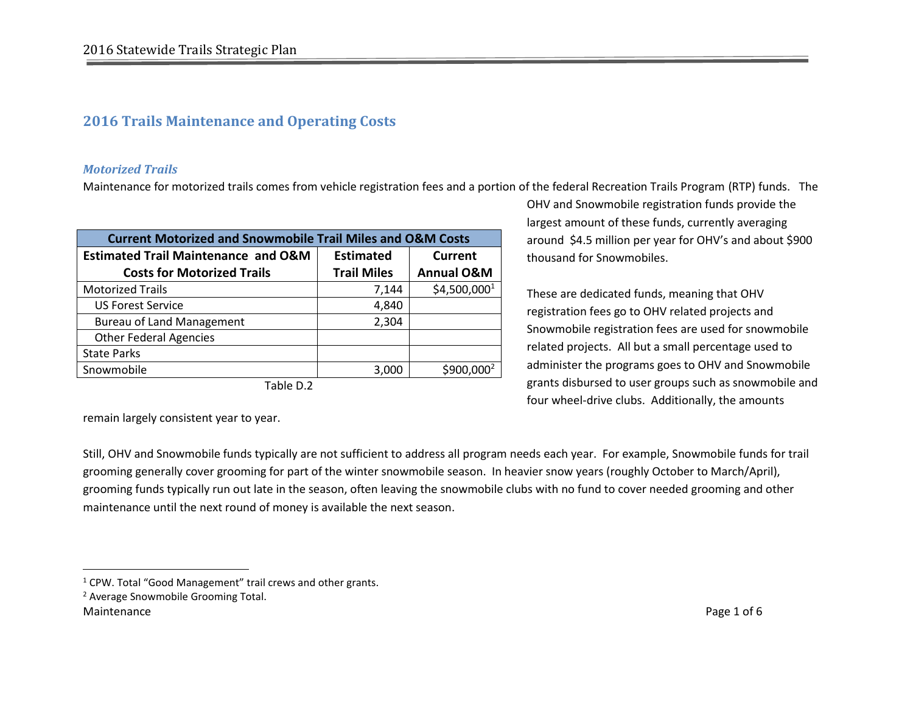## 2016 Trails Maintenance and Operating Costs

### *Motorized Trails*

Maintenance for motorized trails comes from vehicle registration fees and a portion of the federal Recreation Trails Program (RTP) funds. The OHV and Snowmobile registration funds provide the largest amount of these funds, currently averaging around $4.5 million per year for OHV's and about $900 thousand for Snowmobiles.

| Current Motorized and Snowmobile Trail Miles and O&M Costs | | |
|---|---|---|
| **Estimated Trail Maintenance and O&M Costs for Motorized Trails** | **Estimated Trail Miles** | **Current Annual O&M** |
| Motorized Trails | 7,144 | $4,500,000[1] |
| US Forest Service | 4,840 | |
| Bureau of Land Management | 2,304 | |
| Other Federal Agencies | | |
| State Parks | | |
| Snowmobile | 3,000 | $900,000[2] |

Table D.2

These are dedicated funds, meaning that OHV registration fees go to OHV related projects and Snowmobile registration fees are used for snowmobile related projects. All but a small percentage used to administer the programs goes to OHV and Snowmobile grants disbursed to user groups such as snowmobile and four wheel-drive clubs. Additionally, the amounts remain largely consistent year to year.

Still, OHV and Snowmobile funds typically are not sufficient to address all program needs each year. For example, Snowmobile funds for trail grooming generally cover grooming for part of the winter snowmobile season. In heavier snow years (roughly October to March/April), grooming funds typically run out late in the season, often leaving the snowmobile clubs with no fund to cover needed grooming and other maintenance until the next round of money is available the next season.

[1] CPW. Total "Good Management" trail crews and other grants.

[2] Average Snowmobile Grooming Total.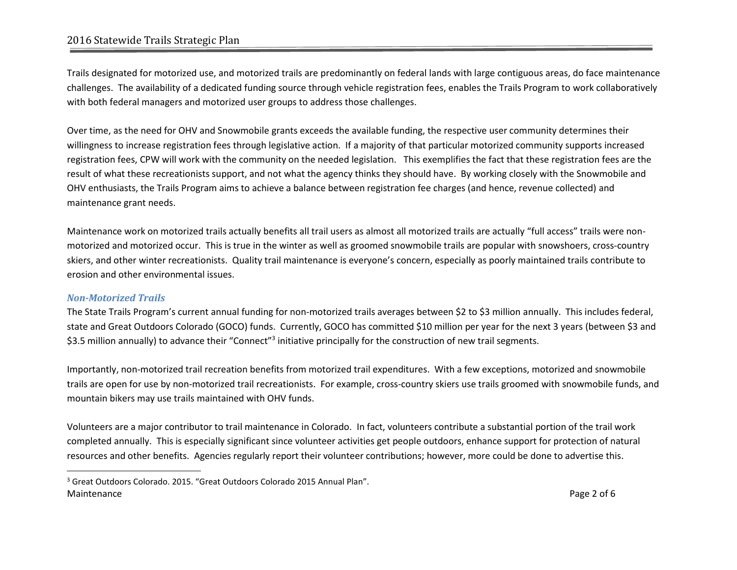Trails designated for motorized use, and motorized trails are predominantly on federal lands with large contiguous areas, do face maintenance challenges. The availability of a dedicated funding source through vehicle registration fees, enables the Trails Program to work collaboratively with both federal managers and motorized user groups to address those challenges.

Over time, as the need for OHV and Snowmobile grants exceeds the available funding, the respective user community determines their willingness to increase registration fees through legislative action. If a majority of that particular motorized community supports increased registration fees, CPW will work with the community on the needed legislation. This exemplifies the fact that these registration fees are the result of what these recreationists support, and not what the agency thinks they should have. By working closely with the Snowmobile and OHV enthusiasts, the Trails Program aims to achieve a balance between registration fee charges (and hence, revenue collected) and maintenance grant needs.

Maintenance work on motorized trails actually benefits all trail users as almost all motorized trails are actually "full access" trails were non-motorized and motorized occur. This is true in the winter as well as groomed snowmobile trails are popular with snowshoers, cross-country skiers, and other winter recreationists. Quality trail maintenance is everyone's concern, especially as poorly maintained trails contribute to erosion and other environmental issues.

### *Non-Motorized Trails*

The State Trails Program's current annual funding for non-motorized trails averages between $2 to $3 million annually. This includes federal, state and Great Outdoors Colorado (GOCO) funds. Currently, GOCO has committed $10 million per year for the next 3 years (between $3 and $3.5 million annually) to advance their "Connect"[3] initiative principally for the construction of new trail segments.

Importantly, non-motorized trail recreation benefits from motorized trail expenditures. With a few exceptions, motorized and snowmobile trails are open for use by non-motorized trail recreationists. For example, cross-country skiers use trails groomed with snowmobile funds, and mountain bikers may use trails maintained with OHV funds.

Volunteers are a major contributor to trail maintenance in Colorado. In fact, volunteers contribute a substantial portion of the trail work completed annually. This is especially significant since volunteer activities get people outdoors, enhance support for protection of natural resources and other benefits. Agencies regularly report their volunteer contributions; however, more could be done to advertise this.

[3] Great Outdoors Colorado. 2015. "Great Outdoors Colorado 2015 Annual Plan".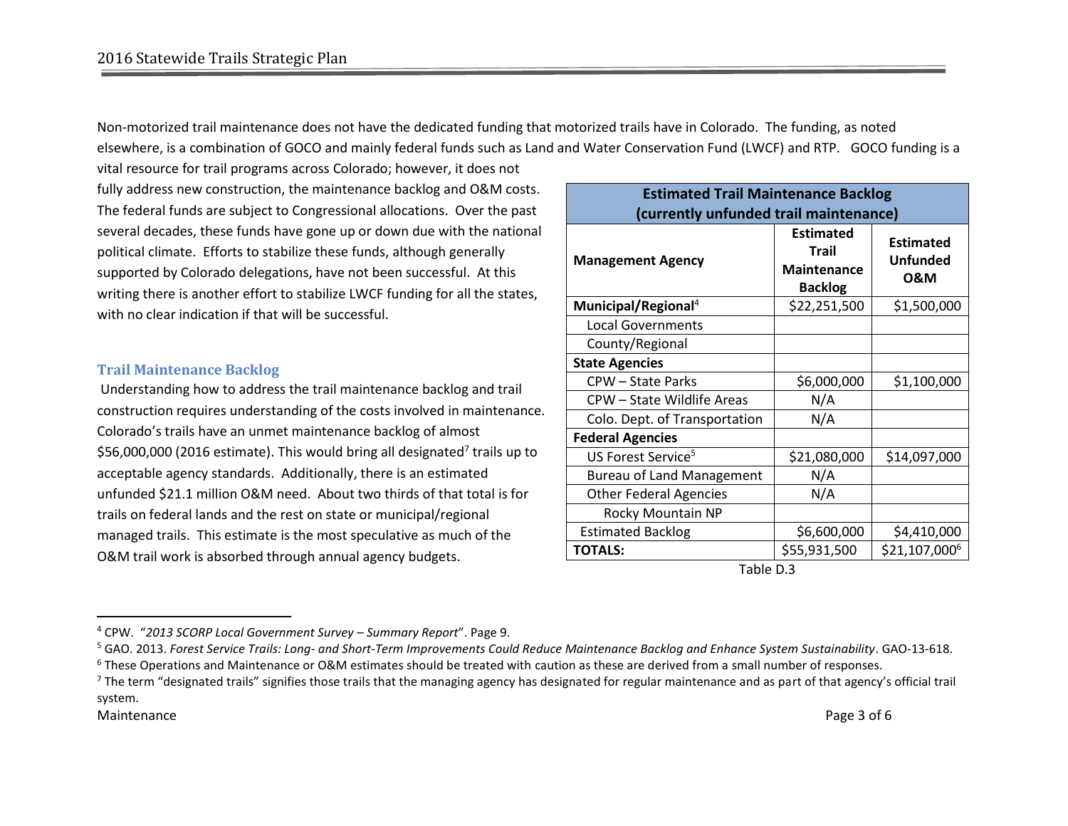Non-motorized trail maintenance does not have the dedicated funding that motorized trails have in Colorado. The funding, as noted elsewhere, is a combination of GOCO and mainly federal funds such as Land and Water Conservation Fund (LWCF) and RTP. GOCO funding is a vital resource for trail programs across Colorado; however, it does not fully address new construction, the maintenance backlog and O&M costs. The federal funds are subject to Congressional allocations. Over the past several decades, these funds have gone up or down due with the national political climate. Efforts to stabilize these funds, although generally supported by Colorado delegations, have not been successful. At this writing there is another effort to stabilize LWCF funding for all the states, with no clear indication if that will be successful.

### Trail Maintenance Backlog

Understanding how to address the trail maintenance backlog and trail construction requires understanding of the costs involved in maintenance. Colorado's trails have an unmet maintenance backlog of almost \$56,000,000 (2016 estimate). This would bring all designated[7] trails up to acceptable agency standards. Additionally, there is an estimated unfunded \$21.1 million O&M need. About two thirds of that total is for trails on federal lands and the rest on state or municipal/regional managed trails. This estimate is the most speculative as much of the O&M trail work is absorbed through annual agency budgets.

**Estimated Trail Maintenance Backlog (currently unfunded trail maintenance)**

| Management Agency | Estimated Trail Maintenance Backlog | Estimated Unfunded O&M |
|---|---|---|
| **Municipal/Regional**[4] | \$22,251,500 | \$1,500,000 |
| Local Governments | | |
| County/Regional | | |
| **State Agencies** | | |
| CPW – State Parks | \$6,000,000 | \$1,100,000 |
| CPW – State Wildlife Areas | N/A | |
| Colo. Dept. of Transportation | N/A | |
| **Federal Agencies** | | |
| US Forest Service[5] | \$21,080,000 | \$14,097,000 |
| Bureau of Land Management | N/A | |
| Other Federal Agencies | N/A | |
| Rocky Mountain NP | | |
| Estimated Backlog | \$6,600,000 | \$4,410,000 |
| **TOTALS:** | \$55,931,500 | \$21,107,000[6] |

Table D.3

[4] CPW. "*2013 SCORP Local Government Survey – Summary Report*". Page 9.

[5] GAO. 2013. *Forest Service Trails: Long- and Short-Term Improvements Could Reduce Maintenance Backlog and Enhance System Sustainability*. GAO-13-618.

[6] These Operations and Maintenance or O&M estimates should be treated with caution as these are derived from a small number of responses.

[7] The term "designated trails" signifies those trails that the managing agency has designated for regular maintenance and as part of that agency's official trail system.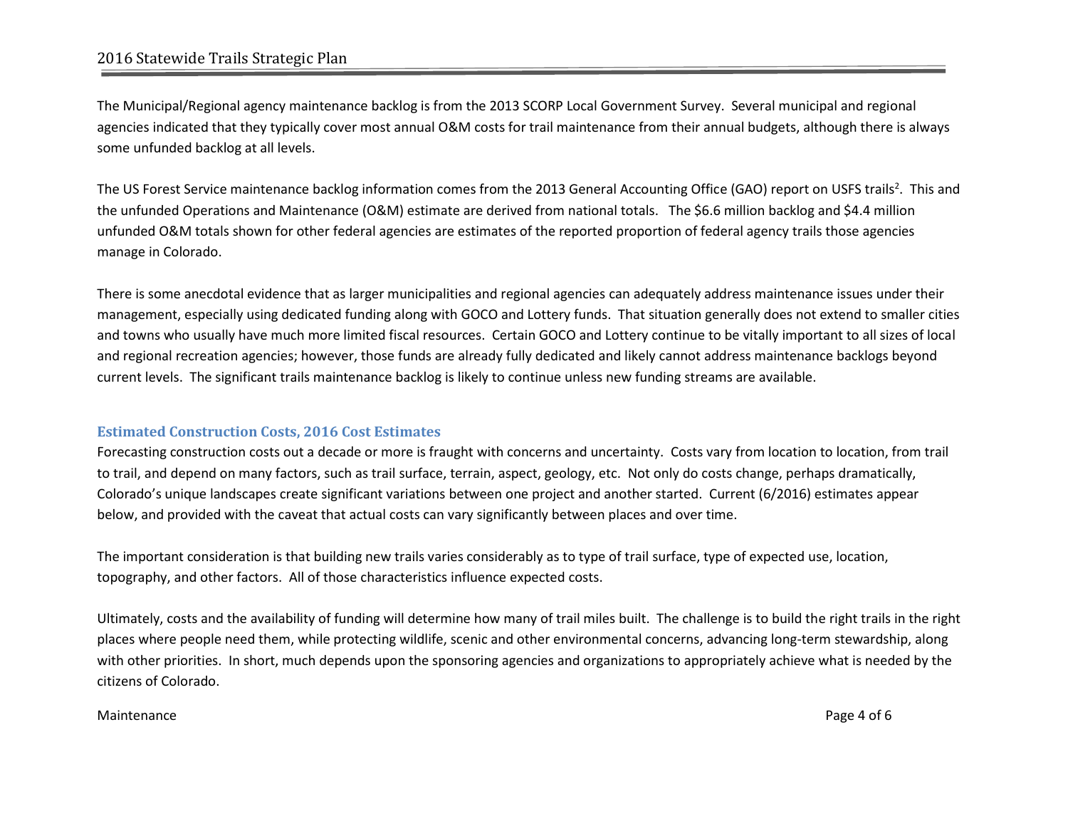The Municipal/Regional agency maintenance backlog is from the 2013 SCORP Local Government Survey. Several municipal and regional agencies indicated that they typically cover most annual O&M costs for trail maintenance from their annual budgets, although there is always some unfunded backlog at all levels.

The US Forest Service maintenance backlog information comes from the 2013 General Accounting Office (GAO) report on USFS trails[2]. This and the unfunded Operations and Maintenance (O&M) estimate are derived from national totals. The $6.6 million backlog and $4.4 million unfunded O&M totals shown for other federal agencies are estimates of the reported proportion of federal agency trails those agencies manage in Colorado.

There is some anecdotal evidence that as larger municipalities and regional agencies can adequately address maintenance issues under their management, especially using dedicated funding along with GOCO and Lottery funds. That situation generally does not extend to smaller cities and towns who usually have much more limited fiscal resources. Certain GOCO and Lottery continue to be vitally important to all sizes of local and regional recreation agencies; however, those funds are already fully dedicated and likely cannot address maintenance backlogs beyond current levels. The significant trails maintenance backlog is likely to continue unless new funding streams are available.

### Estimated Construction Costs, 2016 Cost Estimates

Forecasting construction costs out a decade or more is fraught with concerns and uncertainty. Costs vary from location to location, from trail to trail, and depend on many factors, such as trail surface, terrain, aspect, geology, etc. Not only do costs change, perhaps dramatically, Colorado's unique landscapes create significant variations between one project and another started. Current (6/2016) estimates appear below, and provided with the caveat that actual costs can vary significantly between places and over time.

The important consideration is that building new trails varies considerably as to type of trail surface, type of expected use, location, topography, and other factors. All of those characteristics influence expected costs.

Ultimately, costs and the availability of funding will determine how many of trail miles built. The challenge is to build the right trails in the right places where people need them, while protecting wildlife, scenic and other environmental concerns, advancing long-term stewardship, along with other priorities. In short, much depends upon the sponsoring agencies and organizations to appropriately achieve what is needed by the citizens of Colorado.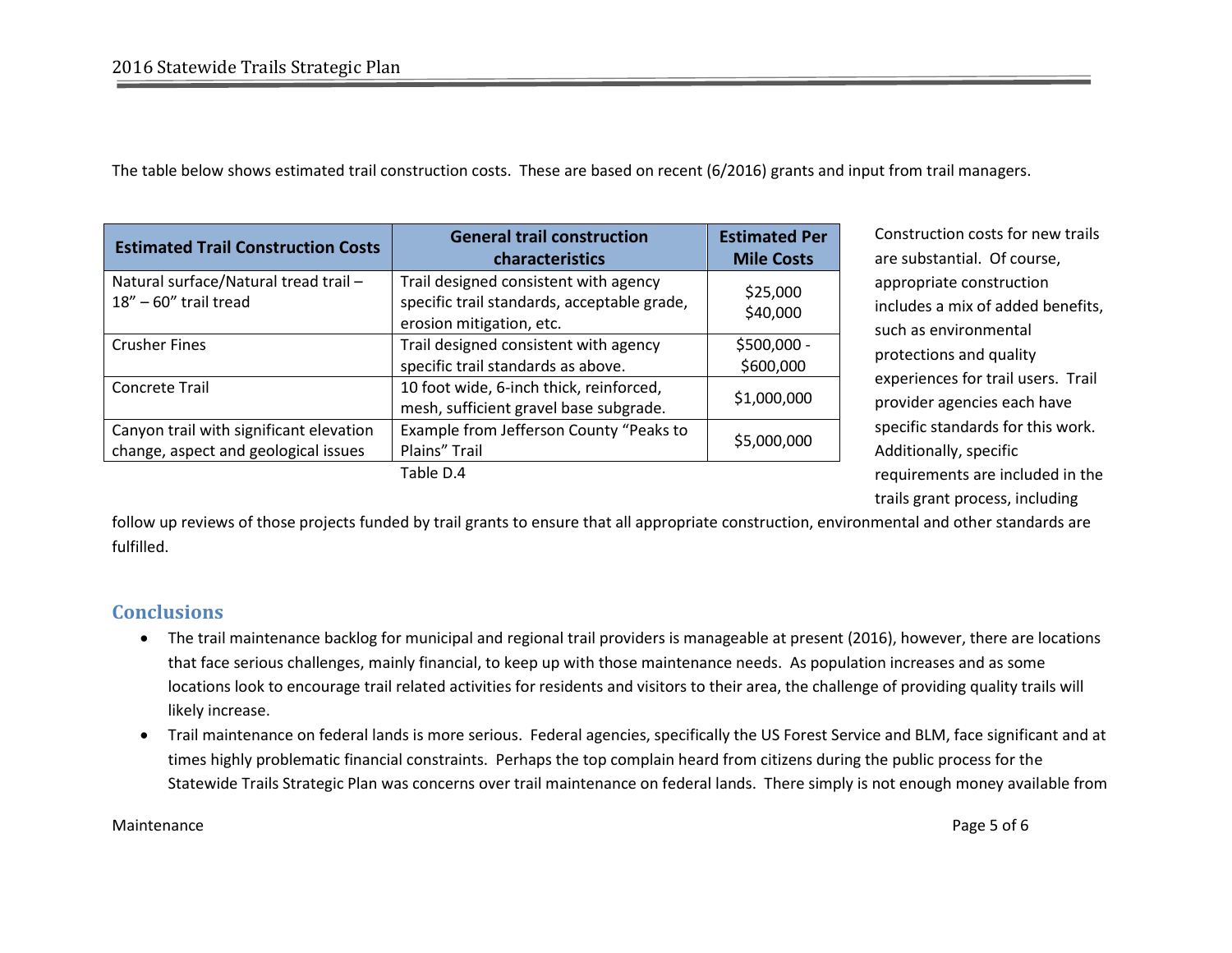The table below shows estimated trail construction costs. These are based on recent (6/2016) grants and input from trail managers.

| Estimated Trail Construction Costs | General trail construction characteristics | Estimated Per Mile Costs |
|---|---|---|
| Natural surface/Natural tread trail – 18" – 60" trail tread | Trail designed consistent with agency specific trail standards, acceptable grade, erosion mitigation, etc. | $25,000 $40,000 |
| Crusher Fines | Trail designed consistent with agency specific trail standards as above. | $500,000 - $600,000 |
| Concrete Trail | 10 foot wide, 6-inch thick, reinforced, mesh, sufficient gravel base subgrade. | $1,000,000 |
| Canyon trail with significant elevation change, aspect and geological issues | Example from Jefferson County "Peaks to Plains" Trail | $5,000,000 |

Table D.4

Construction costs for new trails are substantial. Of course, appropriate construction includes a mix of added benefits, such as environmental protections and quality experiences for trail users. Trail provider agencies each have specific standards for this work. Additionally, specific requirements are included in the trails grant process, including follow up reviews of those projects funded by trail grants to ensure that all appropriate construction, environmental and other standards are fulfilled.

## Conclusions

- The trail maintenance backlog for municipal and regional trail providers is manageable at present (2016), however, there are locations that face serious challenges, mainly financial, to keep up with those maintenance needs. As population increases and as some locations look to encourage trail related activities for residents and visitors to their area, the challenge of providing quality trails will likely increase.
- Trail maintenance on federal lands is more serious. Federal agencies, specifically the US Forest Service and BLM, face significant and at times highly problematic financial constraints. Perhaps the top complain heard from citizens during the public process for the Statewide Trails Strategic Plan was concerns over trail maintenance on federal lands. There simply is not enough money available from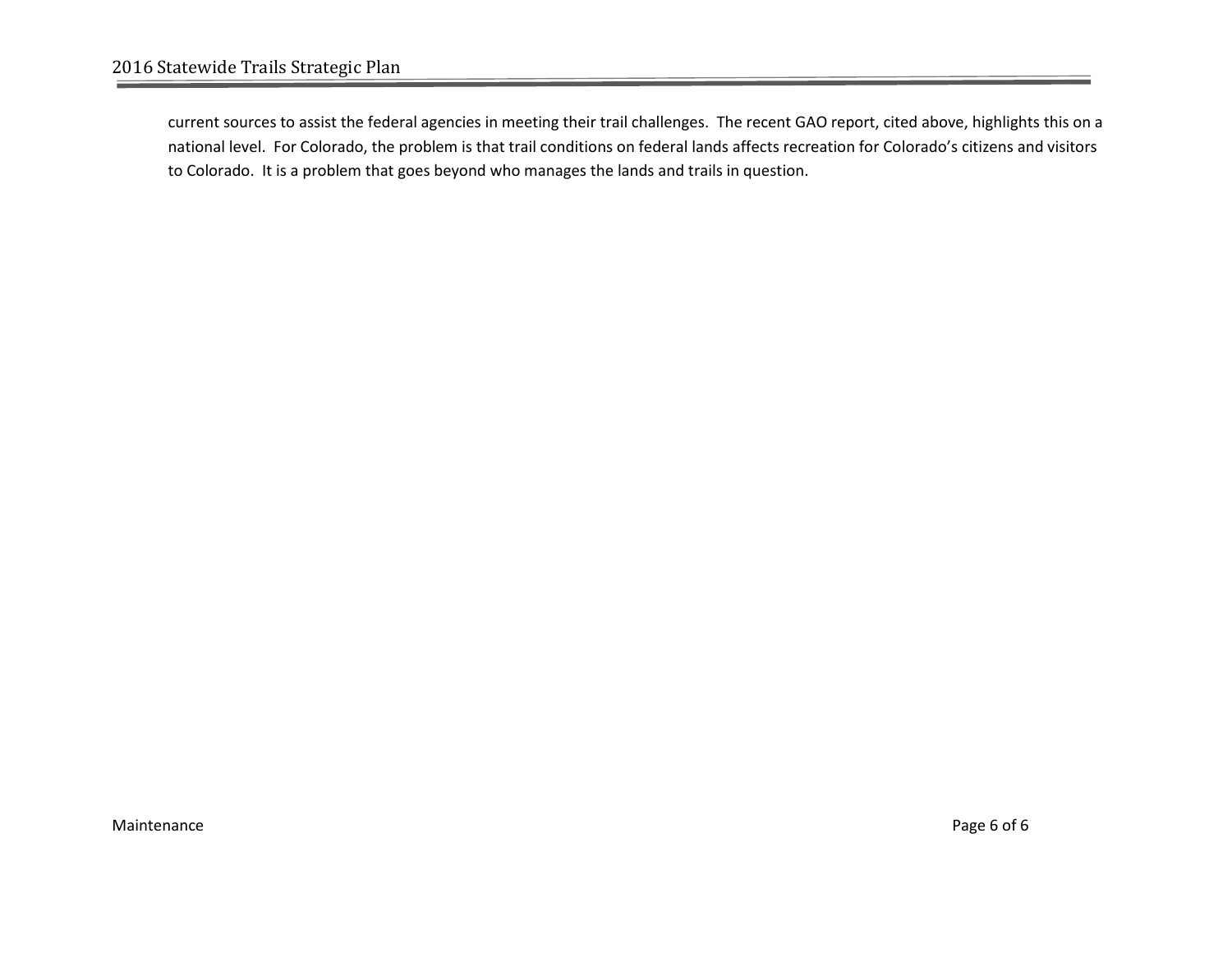current sources to assist the federal agencies in meeting their trail challenges. The recent GAO report, cited above, highlights this on a national level. For Colorado, the problem is that trail conditions on federal lands affects recreation for Colorado's citizens and visitors to Colorado. It is a problem that goes beyond who manages the lands and trails in question.